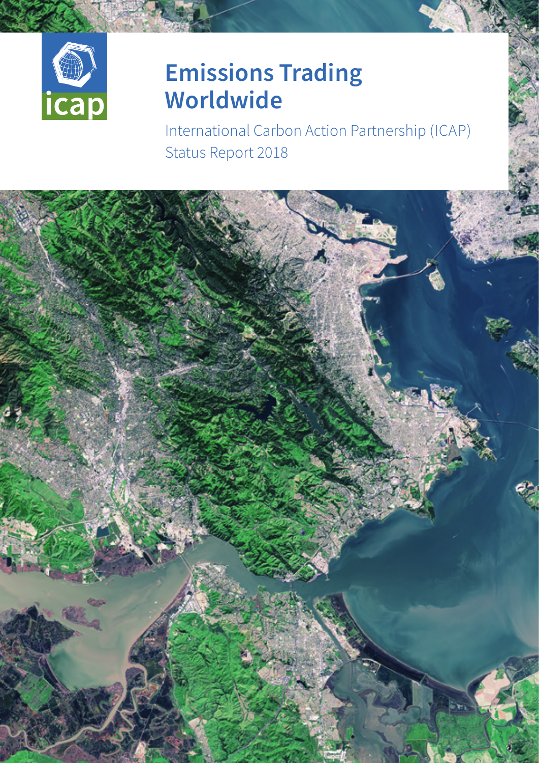icap

# Emissions Trading Worldwide

International Carbon Action Partnership (ICAP)
Status Report 2018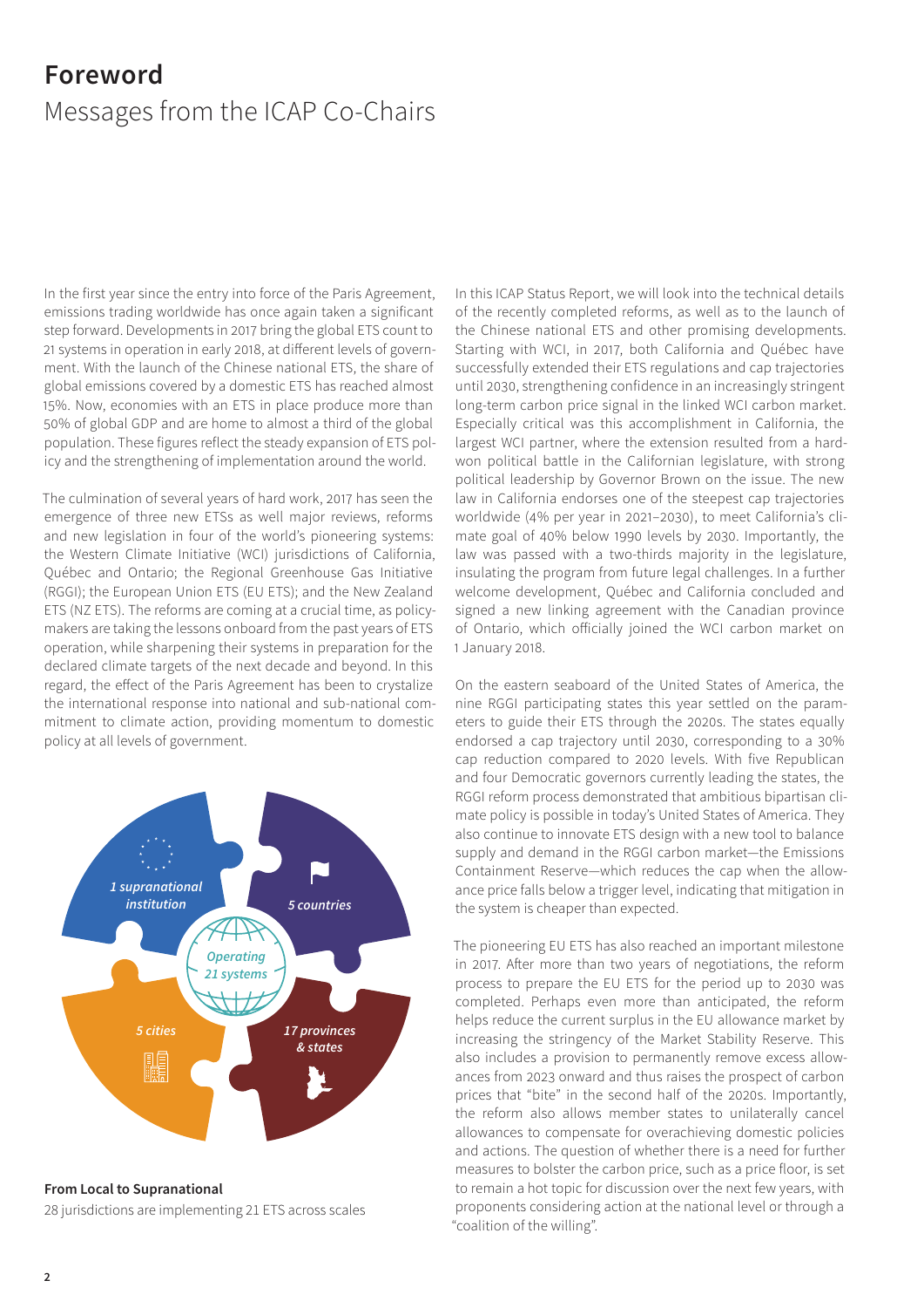# Foreword

## Messages from the ICAP Co-Chairs

In the first year since the entry into force of the Paris Agreement, emissions trading worldwide has once again taken a significant step forward. Developments in 2017 bring the global ETS count to 21 systems in operation in early 2018, at different levels of government. With the launch of the Chinese national ETS, the share of global emissions covered by a domestic ETS has reached almost 15%. Now, economies with an ETS in place produce more than 50% of global GDP and are home to almost a third of the global population. These figures reflect the steady expansion of ETS policy and the strengthening of implementation around the world.

The culmination of several years of hard work, 2017 has seen the emergence of three new ETSs as well major reviews, reforms and new legislation in four of the world's pioneering systems: the Western Climate Initiative (WCI) jurisdictions of California, Québec and Ontario; the Regional Greenhouse Gas Initiative (RGGI); the European Union ETS (EU ETS); and the New Zealand ETS (NZ ETS). The reforms are coming at a crucial time, as policymakers are taking the lessons onboard from the past years of ETS operation, while sharpening their systems in preparation for the declared climate targets of the next decade and beyond. In this regard, the effect of the Paris Agreement has been to crystalize the international response into national and sub-national commitment to climate action, providing momentum to domestic policy at all levels of government.

*1 supranational institution*

*5 countries*

*Operating 21 systems*

*5 cities*

*17 provinces & states*

**From Local to Supranational**

28 jurisdictions are implementing 21 ETS across scales

In this ICAP Status Report, we will look into the technical details of the recently completed reforms, as well as to the launch of the Chinese national ETS and other promising developments. Starting with WCI, in 2017, both California and Québec have successfully extended their ETS regulations and cap trajectories until 2030, strengthening confidence in an increasingly stringent long-term carbon price signal in the linked WCI carbon market. Especially critical was this accomplishment in California, the largest WCI partner, where the extension resulted from a hard-won political battle in the Californian legislature, with strong political leadership by Governor Brown on the issue. The new law in California endorses one of the steepest cap trajectories worldwide (4% per year in 2021–2030), to meet California's climate goal of 40% below 1990 levels by 2030. Importantly, the law was passed with a two-thirds majority in the legislature, insulating the program from future legal challenges. In a further welcome development, Québec and California concluded and signed a new linking agreement with the Canadian province of Ontario, which officially joined the WCI carbon market on 1 January 2018.

On the eastern seaboard of the United States of America, the nine RGGI participating states this year settled on the parameters to guide their ETS through the 2020s. The states equally endorsed a cap trajectory until 2030, corresponding to a 30% cap reduction compared to 2020 levels. With five Republican and four Democratic governors currently leading the states, the RGGI reform process demonstrated that ambitious bipartisan climate policy is possible in today's United States of America. They also continue to innovate ETS design with a new tool to balance supply and demand in the RGGI carbon market—the Emissions Containment Reserve—which reduces the cap when the allowance price falls below a trigger level, indicating that mitigation in the system is cheaper than expected.

The pioneering EU ETS has also reached an important milestone in 2017. After more than two years of negotiations, the reform process to prepare the EU ETS for the period up to 2030 was completed. Perhaps even more than anticipated, the reform helps reduce the current surplus in the EU allowance market by increasing the stringency of the Market Stability Reserve. This also includes a provision to permanently remove excess allowances from 2023 onward and thus raises the prospect of carbon prices that "bite" in the second half of the 2020s. Importantly, the reform also allows member states to unilaterally cancel allowances to compensate for overachieving domestic policies and actions. The question of whether there is a need for further measures to bolster the carbon price, such as a price floor, is set to remain a hot topic for discussion over the next few years, with proponents considering action at the national level or through a "coalition of the willing".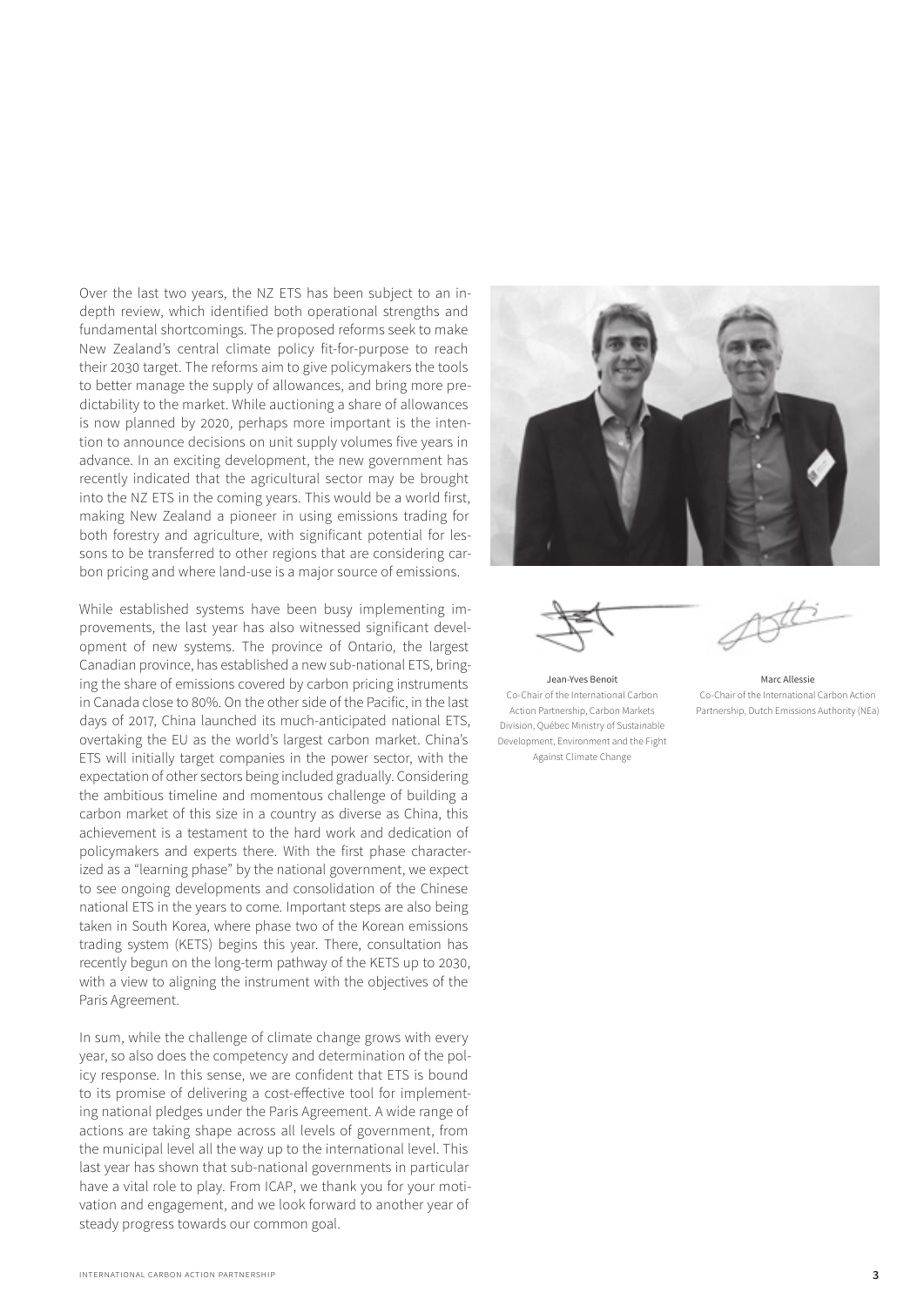Over the last two years, the NZ ETS has been subject to an in-depth review, which identified both operational strengths and fundamental shortcomings. The proposed reforms seek to make New Zealand's central climate policy fit-for-purpose to reach their 2030 target. The reforms aim to give policymakers the tools to better manage the supply of allowances, and bring more predictability to the market. While auctioning a share of allowances is now planned by 2020, perhaps more important is the intention to announce decisions on unit supply volumes five years in advance. In an exciting development, the new government has recently indicated that the agricultural sector may be brought into the NZ ETS in the coming years. This would be a world first, making New Zealand a pioneer in using emissions trading for both forestry and agriculture, with significant potential for lessons to be transferred to other regions that are considering carbon pricing and where land-use is a major source of emissions.

While established systems have been busy implementing improvements, the last year has also witnessed significant development of new systems. The province of Ontario, the largest Canadian province, has established a new sub-national ETS, bringing the share of emissions covered by carbon pricing instruments in Canada close to 80%. On the other side of the Pacific, in the last days of 2017, China launched its much-anticipated national ETS, overtaking the EU as the world's largest carbon market. China's ETS will initially target companies in the power sector, with the expectation of other sectors being included gradually. Considering the ambitious timeline and momentous challenge of building a carbon market of this size in a country as diverse as China, this achievement is a testament to the hard work and dedication of policymakers and experts there. With the first phase characterized as a "learning phase" by the national government, we expect to see ongoing developments and consolidation of the Chinese national ETS in the years to come. Important steps are also being taken in South Korea, where phase two of the Korean emissions trading system (KETS) begins this year. There, consultation has recently begun on the long-term pathway of the KETS up to 2030, with a view to aligning the instrument with the objectives of the Paris Agreement.

In sum, while the challenge of climate change grows with every year, so also does the competency and determination of the policy response. In this sense, we are confident that ETS is bound to its promise of delivering a cost-effective tool for implementing national pledges under the Paris Agreement. A wide range of actions are taking shape across all levels of government, from the municipal level all the way up to the international level. This last year has shown that sub-national governments in particular have a vital role to play. From ICAP, we thank you for your motivation and engagement, and we look forward to another year of steady progress towards our common goal.

**Jean-Yves Benoit**
Co-Chair of the International Carbon Action Partnership, Carbon Markets Division, Québec Ministry of Sustainable Development, Environment and the Fight Against Climate Change

**Marc Allessie**
Co-Chair of the International Carbon Action Partnership, Dutch Emissions Authority (NEa)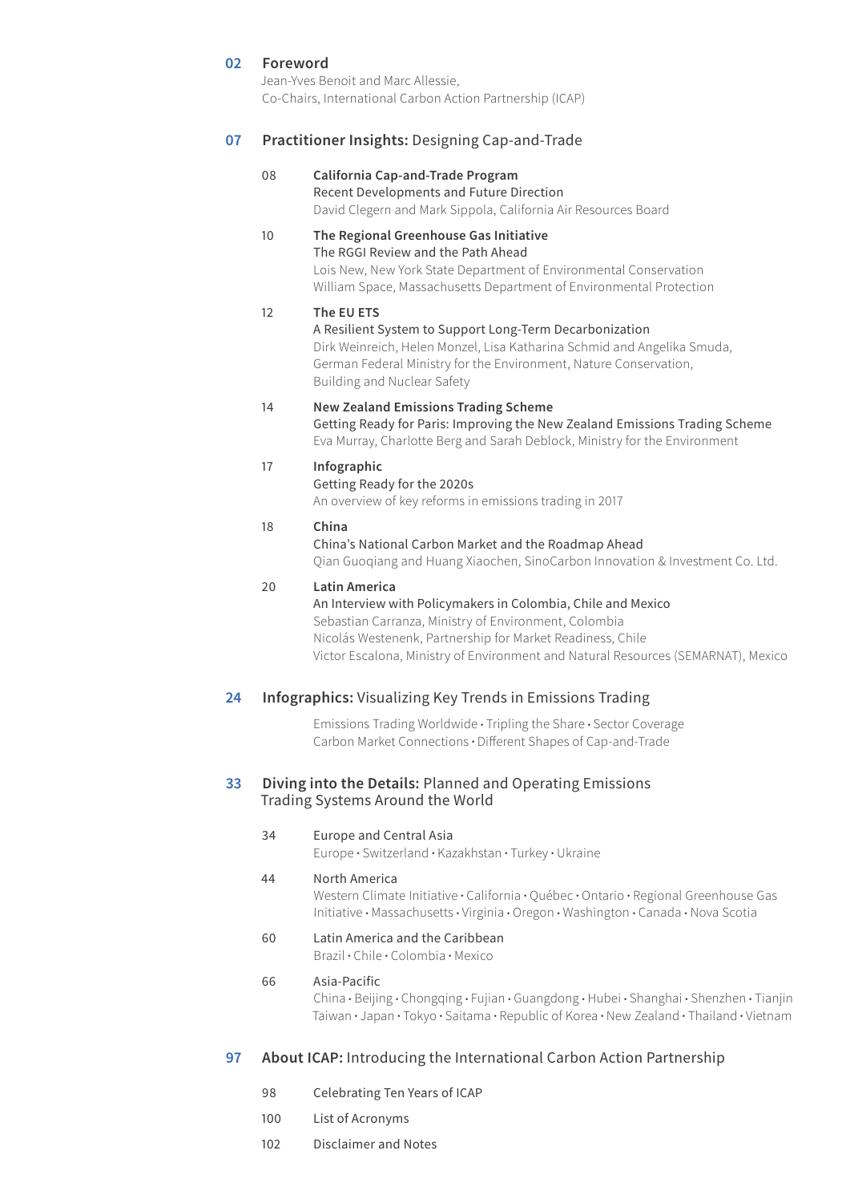**02** **Foreword**
Jean-Yves Benoit and Marc Allessie,
Co-Chairs, International Carbon Action Partnership (ICAP)

**07** **Practitioner Insights:** Designing Cap-and-Trade

08 **California Cap-and-Trade Program**
Recent Developments and Future Direction
David Clegern and Mark Sippola, California Air Resources Board

10 **The Regional Greenhouse Gas Initiative**
The RGGI Review and the Path Ahead
Lois New, New York State Department of Environmental Conservation
William Space, Massachusetts Department of Environmental Protection

12 **The EU ETS**
A Resilient System to Support Long-Term Decarbonization
Dirk Weinreich, Helen Monzel, Lisa Katharina Schmid and Angelika Smuda, German Federal Ministry for the Environment, Nature Conservation, Building and Nuclear Safety

14 **New Zealand Emissions Trading Scheme**
Getting Ready for Paris: Improving the New Zealand Emissions Trading Scheme
Eva Murray, Charlotte Berg and Sarah Deblock, Ministry for the Environment

17 **Infographic**
Getting Ready for the 2020s
An overview of key reforms in emissions trading in 2017

18 **China**
China's National Carbon Market and the Roadmap Ahead
Qian Guoqiang and Huang Xiaochen, SinoCarbon Innovation & Investment Co. Ltd.

20 **Latin America**
An Interview with Policymakers in Colombia, Chile and Mexico
Sebastian Carranza, Ministry of Environment, Colombia
Nicolás Westenenk, Partnership for Market Readiness, Chile
Victor Escalona, Ministry of Environment and Natural Resources (SEMARNAT), Mexico

**24** **Infographics:** Visualizing Key Trends in Emissions Trading

Emissions Trading Worldwide • Tripling the Share • Sector Coverage
Carbon Market Connections • Different Shapes of Cap-and-Trade

**33** **Diving into the Details:** Planned and Operating Emissions Trading Systems Around the World

34 Europe and Central Asia
Europe • Switzerland • Kazakhstan • Turkey • Ukraine

44 North America
Western Climate Initiative • California • Québec • Ontario • Regional Greenhouse Gas Initiative • Massachusetts • Virginia • Oregon • Washington • Canada • Nova Scotia

60 Latin America and the Caribbean
Brazil • Chile • Colombia • Mexico

66 Asia-Pacific
China • Beijing • Chongqing • Fujian • Guangdong • Hubei • Shanghai • Shenzhen • Tianjin
Taiwan • Japan • Tokyo • Saitama • Republic of Korea • New Zealand • Thailand • Vietnam

**97** **About ICAP:** Introducing the International Carbon Action Partnership

98 Celebrating Ten Years of ICAP

100 List of Acronyms

102 Disclaimer and Notes